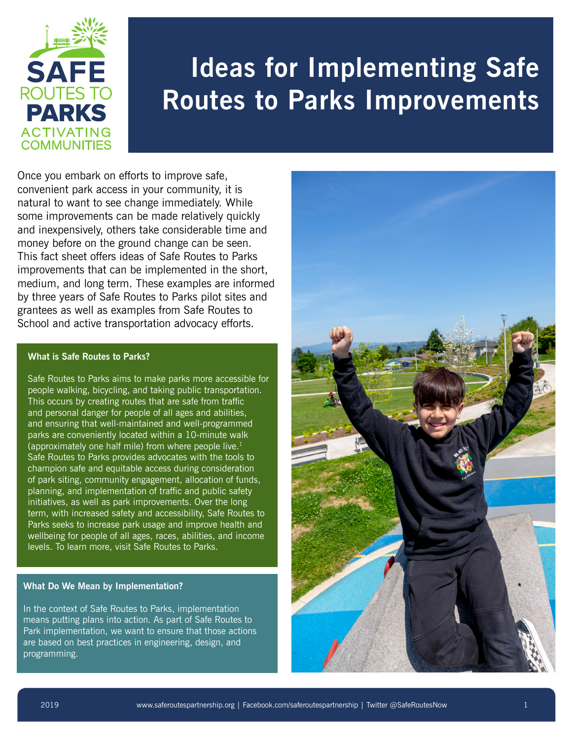# Ideas for Implementing Safe Routes to Parks Improvements

Once you embark on efforts to improve safe, convenient park access in your community, it is natural to want to see change immediately. While some improvements can be made relatively quickly and inexpensively, others take considerable time and money before on the ground change can be seen. This fact sheet offers ideas of Safe Routes to Parks improvements that can be implemented in the short, medium, and long term. These examples are informed by three years of Safe Routes to Parks pilot sites and grantees as well as examples from Safe Routes to School and active transportation advocacy efforts.

### What is Safe Routes to Parks?

Safe Routes to Parks aims to make parks more accessible for people walking, bicycling, and taking public transportation. This occurs by creating routes that are safe from traffic and personal danger for people of all ages and abilities, and ensuring that well-maintained and well-programmed parks are conveniently located within a 10-minute walk (approximately one half mile) from where people live.[1] Safe Routes to Parks provides advocates with the tools to champion safe and equitable access during consideration of park siting, community engagement, allocation of funds, planning, and implementation of traffic and public safety initiatives, as well as park improvements. Over the long term, with increased safety and accessibility, Safe Routes to Parks seeks to increase park usage and improve health and wellbeing for people of all ages, races, abilities, and income levels. To learn more, visit Safe Routes to Parks.

### What Do We Mean by Implementation?

In the context of Safe Routes to Parks, implementation means putting plans into action. As part of Safe Routes to Park implementation, we want to ensure that those actions are based on best practices in engineering, design, and programming.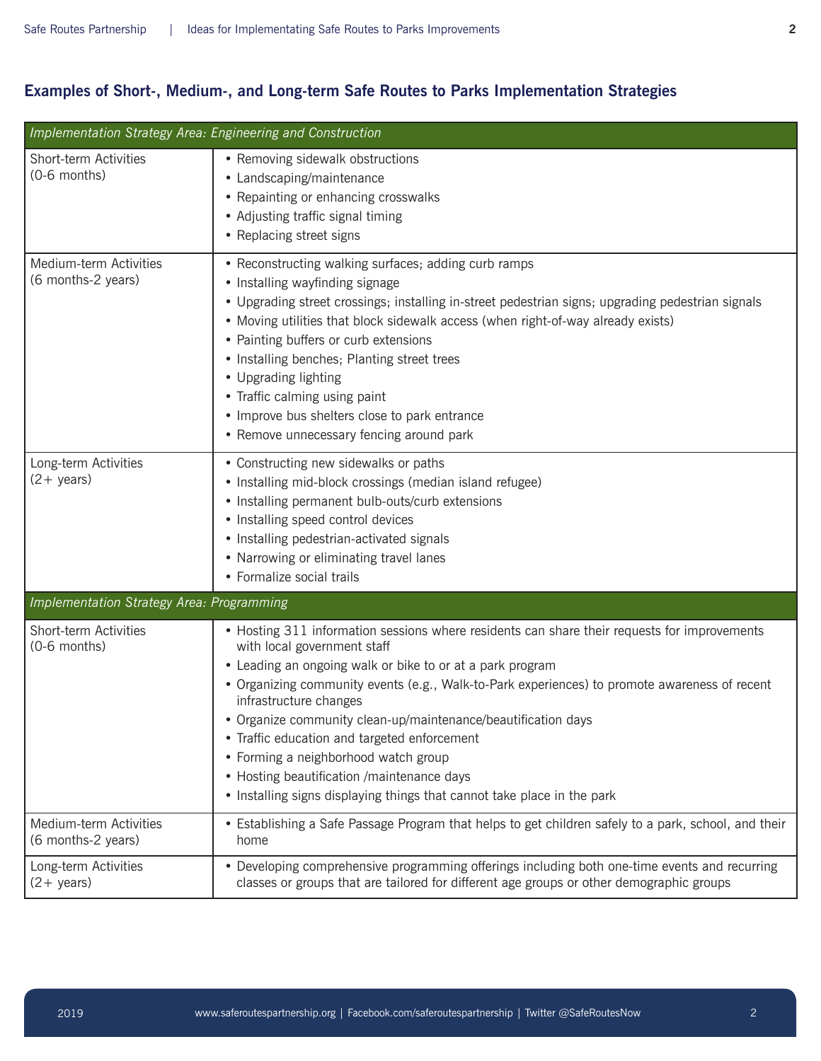## Examples of Short-, Medium-, and Long-term Safe Routes to Parks Implementation Strategies

| *Implementation Strategy Area: Engineering and Construction* | |
|---|---|
| Short-term Activities (0-6 months) | • Removing sidewalk obstructions<br>• Landscaping/maintenance<br>• Repainting or enhancing crosswalks<br>• Adjusting traffic signal timing<br>• Replacing street signs |
| Medium-term Activities (6 months-2 years) | • Reconstructing walking surfaces; adding curb ramps<br>• Installing wayfinding signage<br>• Upgrading street crossings; installing in-street pedestrian signs; upgrading pedestrian signals<br>• Moving utilities that block sidewalk access (when right-of-way already exists)<br>• Painting buffers or curb extensions<br>• Installing benches; Planting street trees<br>• Upgrading lighting<br>• Traffic calming using paint<br>• Improve bus shelters close to park entrance<br>• Remove unnecessary fencing around park |
| Long-term Activities (2+ years) | • Constructing new sidewalks or paths<br>• Installing mid-block crossings (median island refugee)<br>• Installing permanent bulb-outs/curb extensions<br>• Installing speed control devices<br>• Installing pedestrian-activated signals<br>• Narrowing or eliminating travel lanes<br>• Formalize social trails |
| *Implementation Strategy Area: Programming* | |
| Short-term Activities (0-6 months) | • Hosting 311 information sessions where residents can share their requests for improvements with local government staff<br>• Leading an ongoing walk or bike to or at a park program<br>• Organizing community events (e.g., Walk-to-Park experiences) to promote awareness of recent infrastructure changes<br>• Organize community clean-up/maintenance/beautification days<br>• Traffic education and targeted enforcement<br>• Forming a neighborhood watch group<br>• Hosting beautification /maintenance days<br>• Installing signs displaying things that cannot take place in the park |
| Medium-term Activities (6 months-2 years) | • Establishing a Safe Passage Program that helps to get children safely to a park, school, and their home |
| Long-term Activities (2+ years) | • Developing comprehensive programming offerings including both one-time events and recurring classes or groups that are tailored for different age groups or other demographic groups |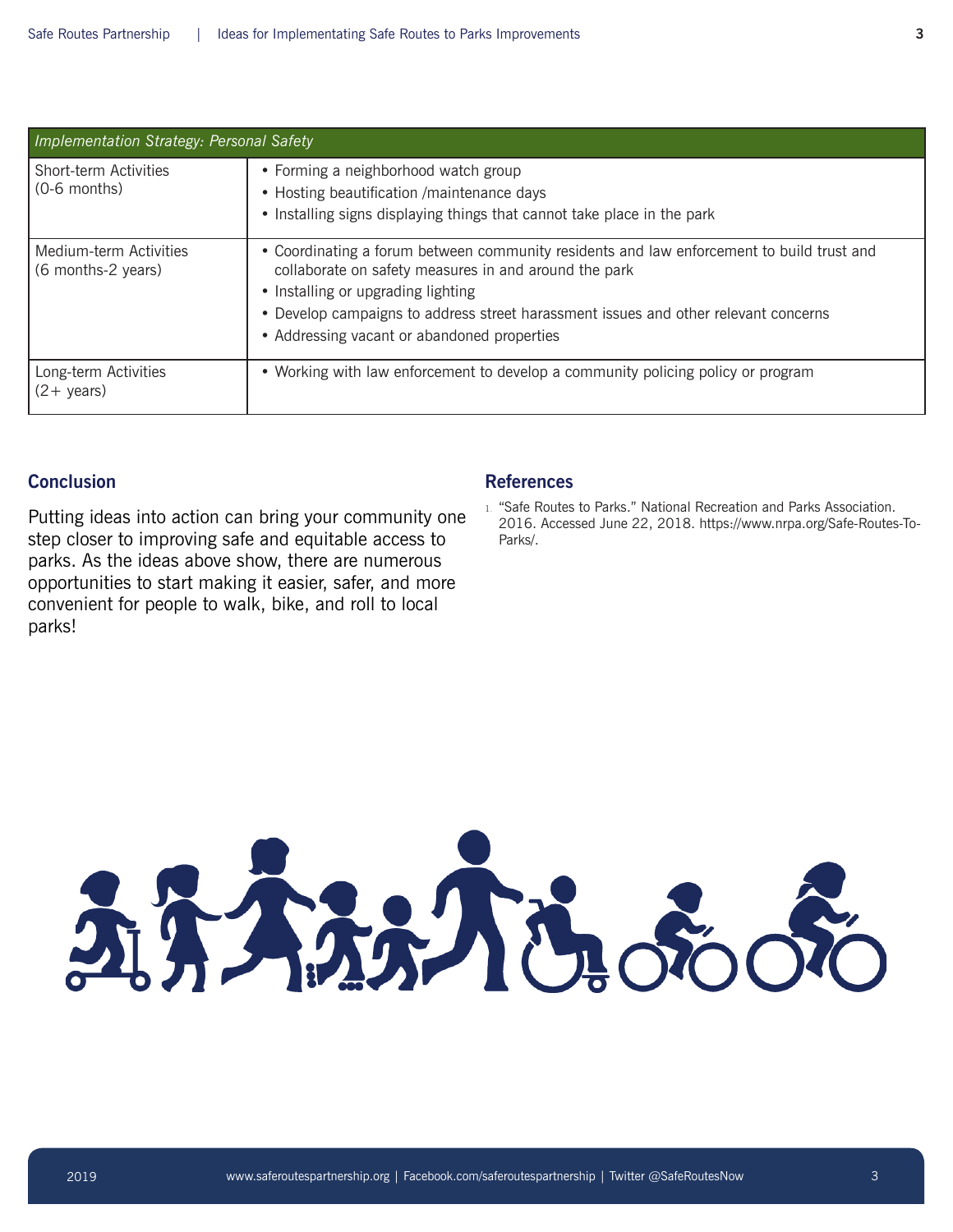| *Implementation Strategy: Personal Safety* | |
|---|---|
| Short-term Activities (0-6 months) | • Forming a neighborhood watch group<br>• Hosting beautification /maintenance days<br>• Installing signs displaying things that cannot take place in the park |
| Medium-term Activities (6 months-2 years) | • Coordinating a forum between community residents and law enforcement to build trust and collaborate on safety measures in and around the park<br>• Installing or upgrading lighting<br>• Develop campaigns to address street harassment issues and other relevant concerns<br>• Addressing vacant or abandoned properties |
| Long-term Activities (2+ years) | • Working with law enforcement to develop a community policing policy or program |

## Conclusion

Putting ideas into action can bring your community one step closer to improving safe and equitable access to parks. As the ideas above show, there are numerous opportunities to start making it easier, safer, and more convenient for people to walk, bike, and roll to local parks!

## References

1. "Safe Routes to Parks." National Recreation and Parks Association. 2016. Accessed June 22, 2018. https://www.nrpa.org/Safe-Routes-To-Parks/.